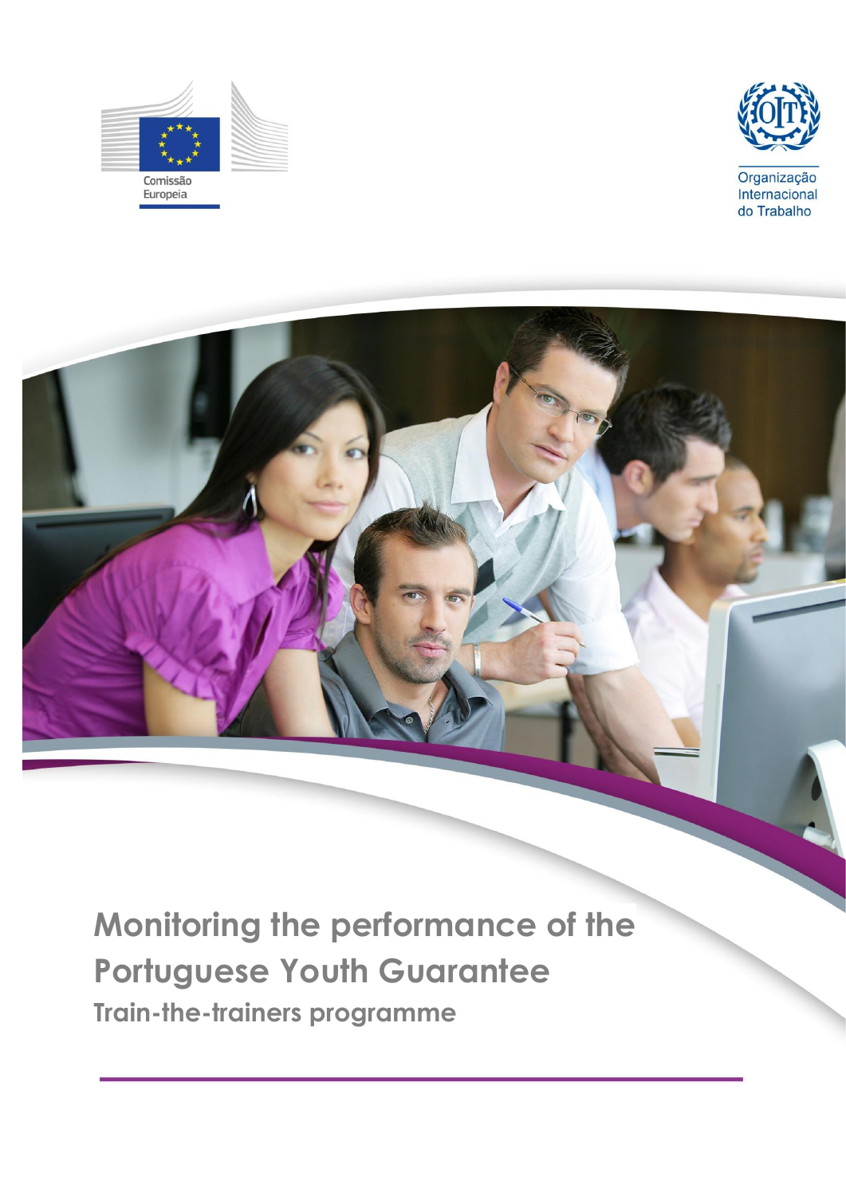Comissão Europeia

Organização Internacional do Trabalho

# Monitoring the performance of the Portuguese Youth Guarantee

## Train-the-trainers programme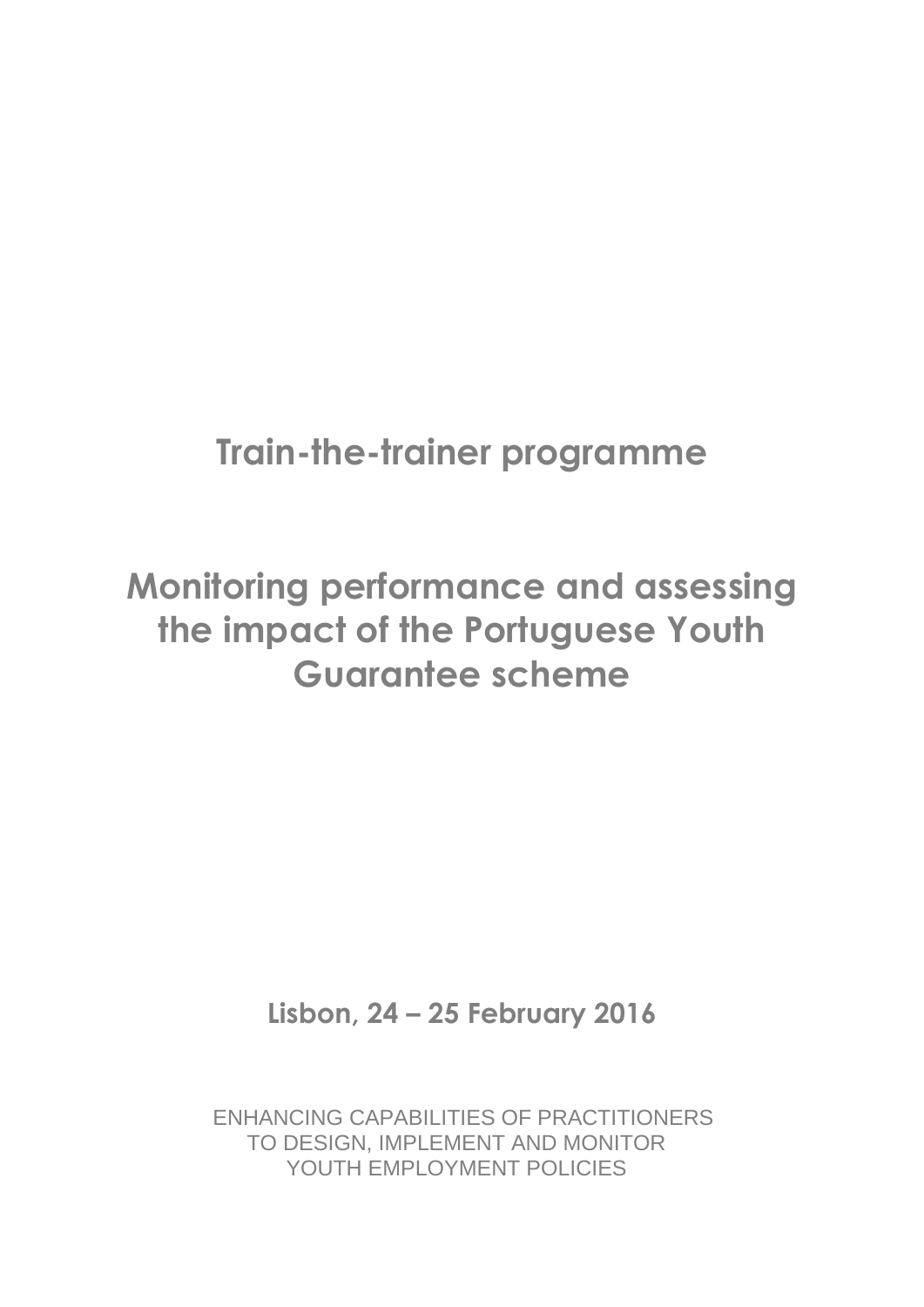# Train-the-trainer programme

# Monitoring performance and assessing the impact of the Portuguese Youth Guarantee scheme

**Lisbon, 24 – 25 February 2016**

ENHANCING CAPABILITIES OF PRACTITIONERS TO DESIGN, IMPLEMENT AND MONITOR YOUTH EMPLOYMENT POLICIES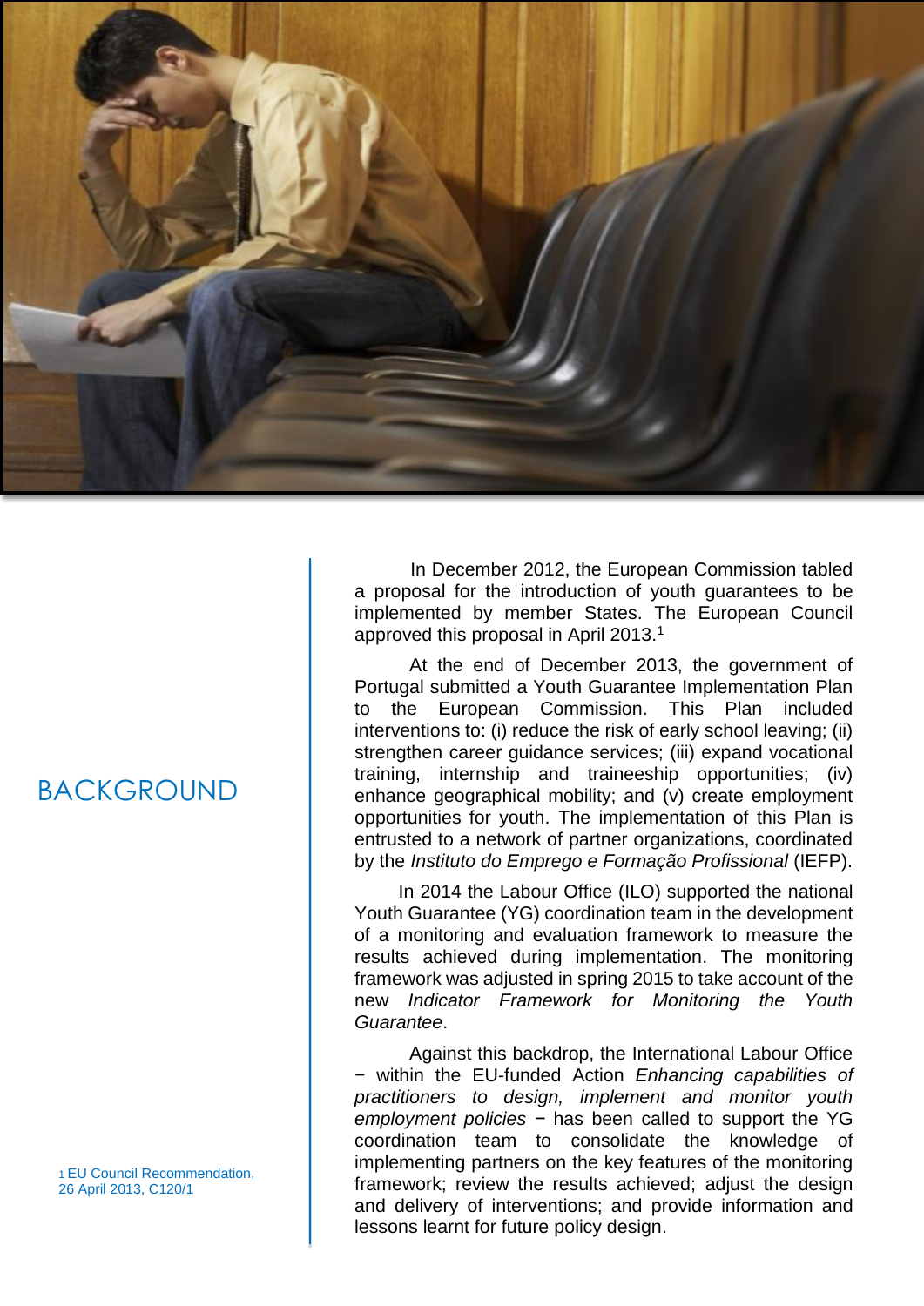# BACKGROUND

In December 2012, the European Commission tabled a proposal for the introduction of youth guarantees to be implemented by member States. The European Council approved this proposal in April 2013.[1]

At the end of December 2013, the government of Portugal submitted a Youth Guarantee Implementation Plan to the European Commission. This Plan included interventions to: (i) reduce the risk of early school leaving; (ii) strengthen career guidance services; (iii) expand vocational training, internship and traineeship opportunities; (iv) enhance geographical mobility; and (v) create employment opportunities for youth. The implementation of this Plan is entrusted to a network of partner organizations, coordinated by the *Instituto do Emprego e Formação Profissional* (IEFP).

In 2014 the Labour Office (ILO) supported the national Youth Guarantee (YG) coordination team in the development of a monitoring and evaluation framework to measure the results achieved during implementation. The monitoring framework was adjusted in spring 2015 to take account of the new *Indicator Framework for Monitoring the Youth Guarantee*.

Against this backdrop, the International Labour Office − within the EU-funded Action *Enhancing capabilities of practitioners to design, implement and monitor youth employment policies* − has been called to support the YG coordination team to consolidate the knowledge of implementing partners on the key features of the monitoring framework; review the results achieved; adjust the design and delivery of interventions; and provide information and lessons learnt for future policy design.

[1] EU Council Recommendation, 26 April 2013, C120/1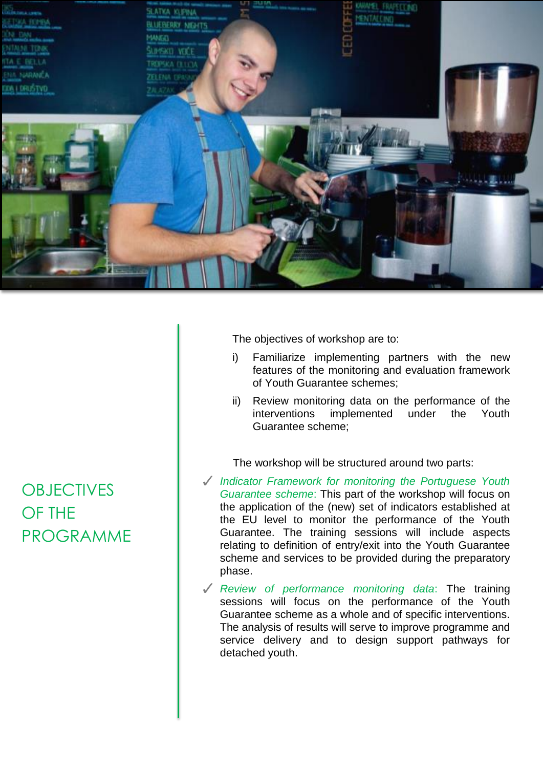## OBJECTIVES OF THE PROGRAMME

The objectives of workshop are to:

i) Familiarize implementing partners with the new features of the monitoring and evaluation framework of Youth Guarantee schemes;

ii) Review monitoring data on the performance of the interventions implemented under the Youth Guarantee scheme;

The workshop will be structured around two parts:

- ✓ *Indicator Framework for monitoring the Portuguese Youth Guarantee scheme*: This part of the workshop will focus on the application of the (new) set of indicators established at the EU level to monitor the performance of the Youth Guarantee. The training sessions will include aspects relating to definition of entry/exit into the Youth Guarantee scheme and services to be provided during the preparatory phase.
- ✓ *Review of performance monitoring data*: The training sessions will focus on the performance of the Youth Guarantee scheme as a whole and of specific interventions. The analysis of results will serve to improve programme and service delivery and to design support pathways for detached youth.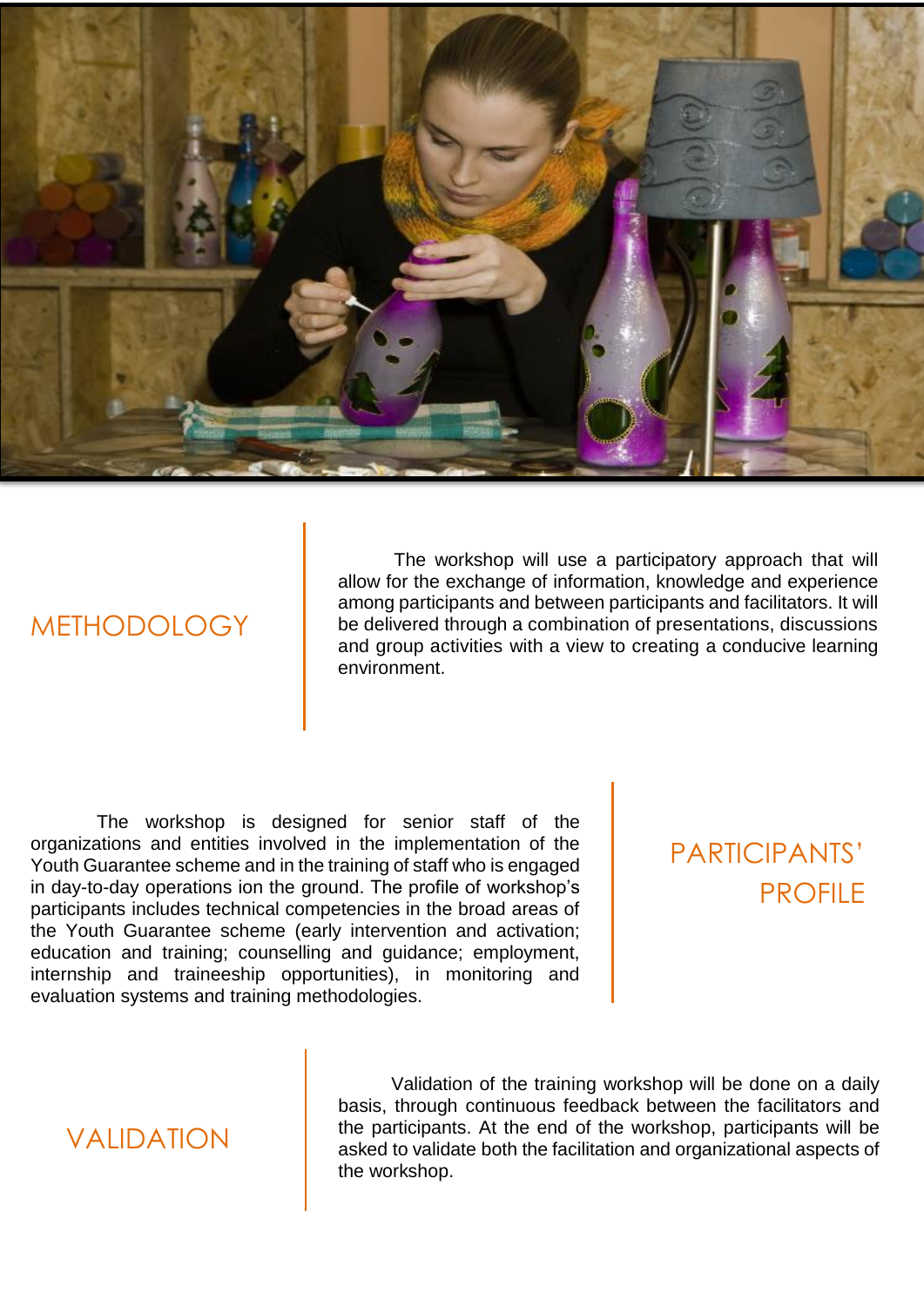## METHODOLOGY

The workshop will use a participatory approach that will allow for the exchange of information, knowledge and experience among participants and between participants and facilitators. It will be delivered through a combination of presentations, discussions and group activities with a view to creating a conducive learning environment.

## PARTICIPANTS' PROFILE

The workshop is designed for senior staff of the organizations and entities involved in the implementation of the Youth Guarantee scheme and in the training of staff who is engaged in day-to-day operations ion the ground. The profile of workshop's participants includes technical competencies in the broad areas of the Youth Guarantee scheme (early intervention and activation; education and training; counselling and guidance; employment, internship and traineeship opportunities), in monitoring and evaluation systems and training methodologies.

## VALIDATION

Validation of the training workshop will be done on a daily basis, through continuous feedback between the facilitators and the participants. At the end of the workshop, participants will be asked to validate both the facilitation and organizational aspects of the workshop.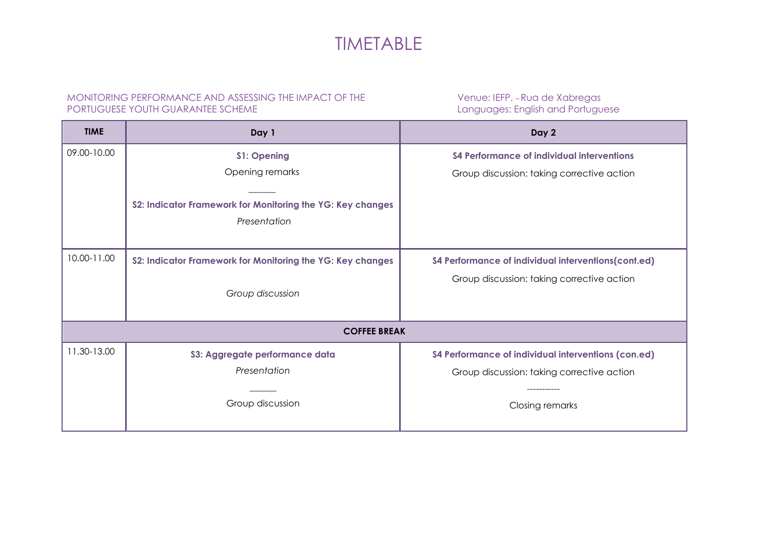# TIMETABLE

MONITORING PERFORMANCE AND ASSESSING THE IMPACT OF THE PORTUGUESE YOUTH GUARANTEE SCHEME

Venue: IEFP, – Rua de Xabregas
Languages: English and Portuguese

| TIME | Day 1 | Day 2 |
|---|---|---|
| 09.00-10.00 | **S1: Opening**<br>Opening remarks<br>\_\_\_\_\_\_<br>**S2: Indicator Framework for Monitoring the YG: Key changes**<br>*Presentation* | **S4 Performance of individual interventions**<br>Group discussion: taking corrective action |
| 10.00-11.00 | **S2: Indicator Framework for Monitoring the YG: Key changes**<br>*Group discussion* | **S4 Performance of individual interventions(cont.ed)**<br>Group discussion: taking corrective action |
| **COFFEE BREAK** | | |
| 11.30-13.00 | **S3: Aggregate performance data**<br>*Presentation*<br>\_\_\_\_\_\_<br>Group discussion | **S4 Performance of individual interventions (con.ed)**<br>Group discussion: taking corrective action<br>-----------<br>Closing remarks |